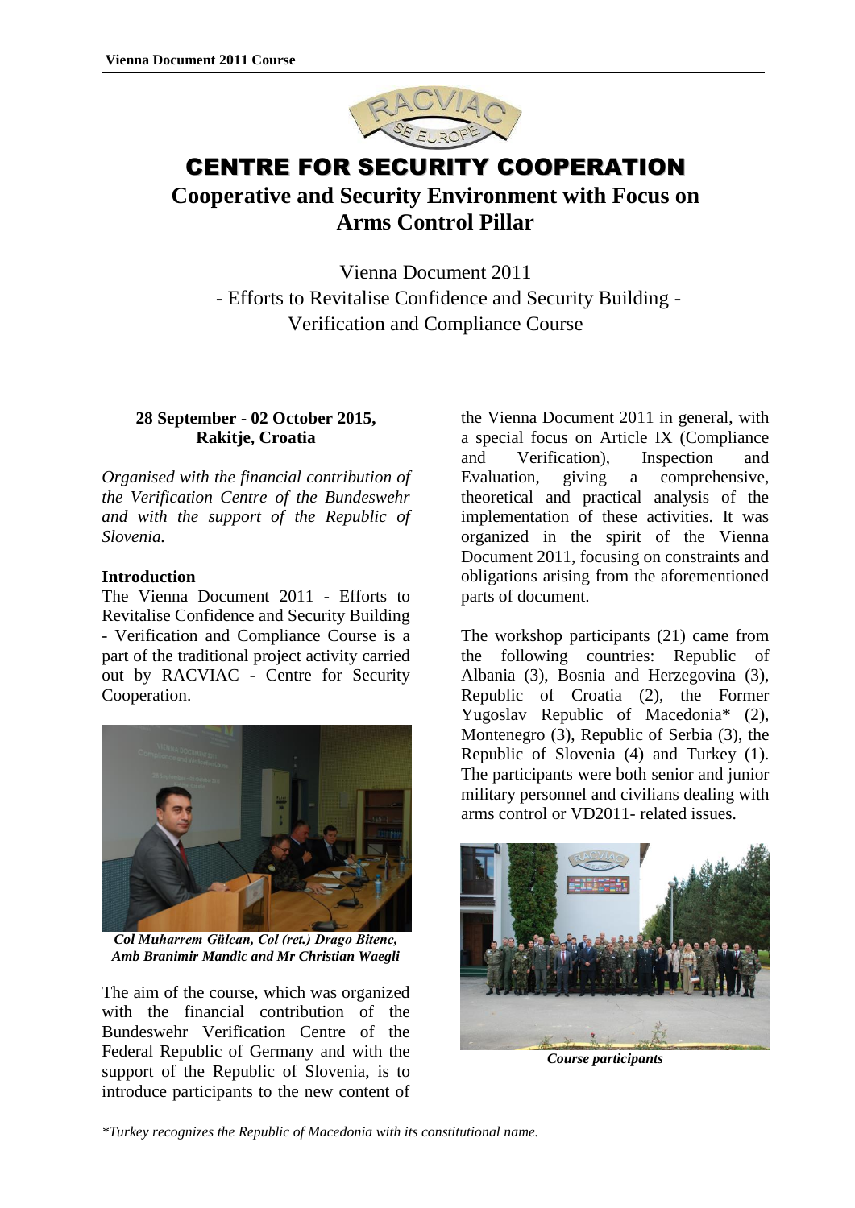# CENTRE FOR SECURITY COOPERATION

## Cooperative and Security Environment with Focus on Arms Control Pillar

Vienna Document 2011
- Efforts to Revitalise Confidence and Security Building -
Verification and Compliance Course

**28 September - 02 October 2015, Rakitje, Croatia**

*Organised with the financial contribution of the Verification Centre of the Bundeswehr and with the support of the Republic of Slovenia.*

### Introduction

The Vienna Document 2011 - Efforts to Revitalise Confidence and Security Building - Verification and Compliance Course is a part of the traditional project activity carried out by RACVIAC - Centre for Security Cooperation.

***Col Muharrem Gülcan, Col (ret.) Drago Bitenc, Amb Branimir Mandic and Mr Christian Waegli***

The aim of the course, which was organized with the financial contribution of the Bundeswehr Verification Centre of the Federal Republic of Germany and with the support of the Republic of Slovenia, is to introduce participants to the new content of the Vienna Document 2011 in general, with a special focus on Article IX (Compliance and Verification), Inspection and Evaluation, giving a comprehensive, theoretical and practical analysis of the implementation of these activities. It was organized in the spirit of the Vienna Document 2011, focusing on constraints and obligations arising from the aforementioned parts of document.

The workshop participants (21) came from the following countries: Republic of Albania (3), Bosnia and Herzegovina (3), Republic of Croatia (2), the Former Yugoslav Republic of Macedonia* (2), Montenegro (3), Republic of Serbia (3), the Republic of Slovenia (4) and Turkey (1). The participants were both senior and junior military personnel and civilians dealing with arms control or VD2011- related issues.

***Course participants***

*\*Turkey recognizes the Republic of Macedonia with its constitutional name.*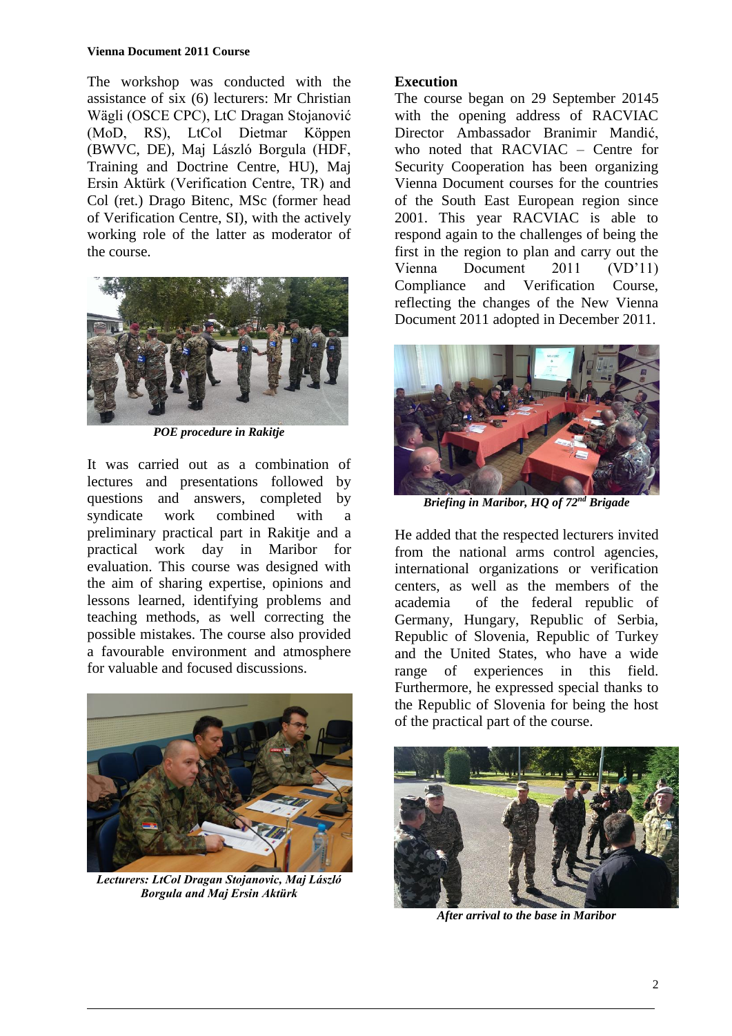The workshop was conducted with the assistance of six (6) lecturers: Mr Christian Wägli (OSCE CPC), LtC Dragan Stojanović (MoD, RS), LtCol Dietmar Köppen (BWVC, DE), Maj László Borgula (HDF, Training and Doctrine Centre, HU), Maj Ersin Aktürk (Verification Centre, TR) and Col (ret.) Drago Bitenc, MSc (former head of Verification Centre, SI), with the actively working role of the latter as moderator of the course.

*POE procedure in Rakitje*

It was carried out as a combination of lectures and presentations followed by questions and answers, completed by syndicate work combined with a preliminary practical part in Rakitje and a practical work day in Maribor for evaluation. This course was designed with the aim of sharing expertise, opinions and lessons learned, identifying problems and teaching methods, as well correcting the possible mistakes. The course also provided a favourable environment and atmosphere for valuable and focused discussions.

*Lecturers: LtCol Dragan Stojanovic, Maj László Borgula and Maj Ersin Aktürk*

**Execution**

The course began on 29 September 20145 with the opening address of RACVIAC Director Ambassador Branimir Mandić, who noted that RACVIAC – Centre for Security Cooperation has been organizing Vienna Document courses for the countries of the South East European region since 2001. This year RACVIAC is able to respond again to the challenges of being the first in the region to plan and carry out the Vienna Document 2011 (VD'11) Compliance and Verification Course, reflecting the changes of the New Vienna Document 2011 adopted in December 2011.

*Briefing in Maribor, HQ of 72nd Brigade*

He added that the respected lecturers invited from the national arms control agencies, international organizations or verification centers, as well as the members of the academia of the federal republic of Germany, Hungary, Republic of Serbia, Republic of Slovenia, Republic of Turkey and the United States, who have a wide range of experiences in this field. Furthermore, he expressed special thanks to the Republic of Slovenia for being the host of the practical part of the course.

*After arrival to the base in Maribor*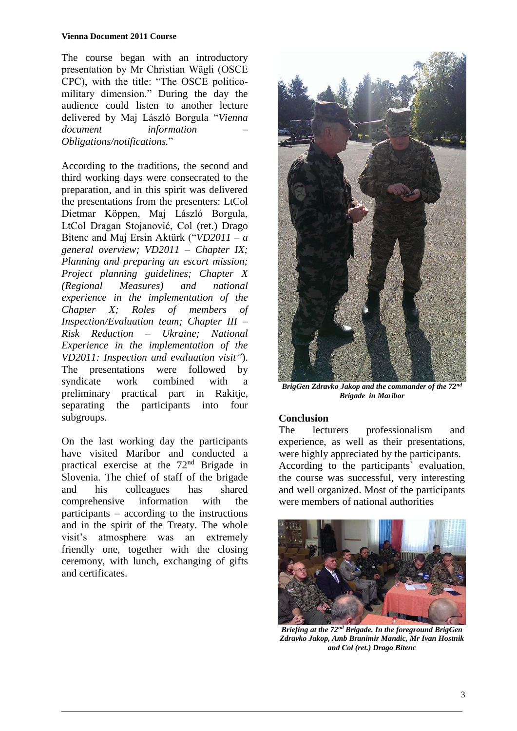**Vienna Document 2011 Course**

The course began with an introductory presentation by Mr Christian Wägli (OSCE CPC), with the title: "The OSCE politico-military dimension." During the day the audience could listen to another lecture delivered by Maj László Borgula "*Vienna document information – Obligations/notifications.*"

According to the traditions, the second and third working days were consecrated to the preparation, and in this spirit was delivered the presentations from the presenters: LtCol Dietmar Köppen, Maj László Borgula, LtCol Dragan Stojanović, Col (ret.) Drago Bitenc and Maj Ersin Aktürk ("*VD2011 – a general overview; VD2011 – Chapter IX; Planning and preparing an escort mission; Project planning guidelines; Chapter X (Regional Measures) and national experience in the implementation of the Chapter X; Roles of members of Inspection/Evaluation team; Chapter III – Risk Reduction – Ukraine; National Experience in the implementation of the VD2011: Inspection and evaluation visit"*). The presentations were followed by syndicate work combined with a preliminary practical part in Rakitje, separating the participants into four subgroups.

On the last working day the participants have visited Maribor and conducted a practical exercise at the 72nd Brigade in Slovenia. The chief of staff of the brigade and his colleagues has shared comprehensive information with the participants – according to the instructions and in the spirit of the Treaty. The whole visit's atmosphere was an extremely friendly one, together with the closing ceremony, with lunch, exchanging of gifts and certificates.

***BrigGen Zdravko Jakop and the commander of the 72nd Brigade in Maribor***

**Conclusion**

The lecturers professionalism and experience, as well as their presentations, were highly appreciated by the participants. According to the participants` evaluation, the course was successful, very interesting and well organized. Most of the participants were members of national authorities

***Briefing at the 72nd Brigade. In the foreground BrigGen Zdravko Jakop, Amb Branimir Mandic, Mr Ivan Hostnik and Col (ret.) Drago Bitenc***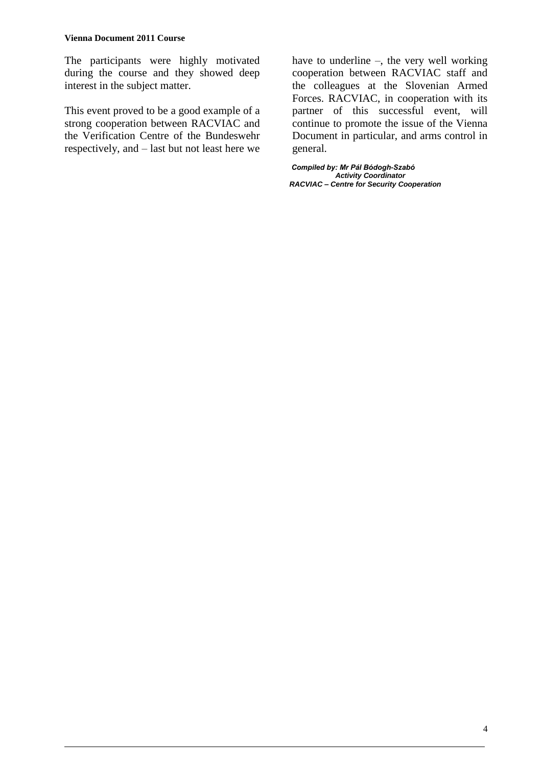The participants were highly motivated during the course and they showed deep interest in the subject matter.

This event proved to be a good example of a strong cooperation between RACVIAC and the Verification Centre of the Bundeswehr respectively, and – last but not least here we have to underline –, the very well working cooperation between RACVIAC staff and the colleagues at the Slovenian Armed Forces. RACVIAC, in cooperation with its partner of this successful event, will continue to promote the issue of the Vienna Document in particular, and arms control in general.

***Compiled by: Mr Pál Bódogh-Szabó***
***Activity Coordinator***
***RACVIAC – Centre for Security Cooperation***